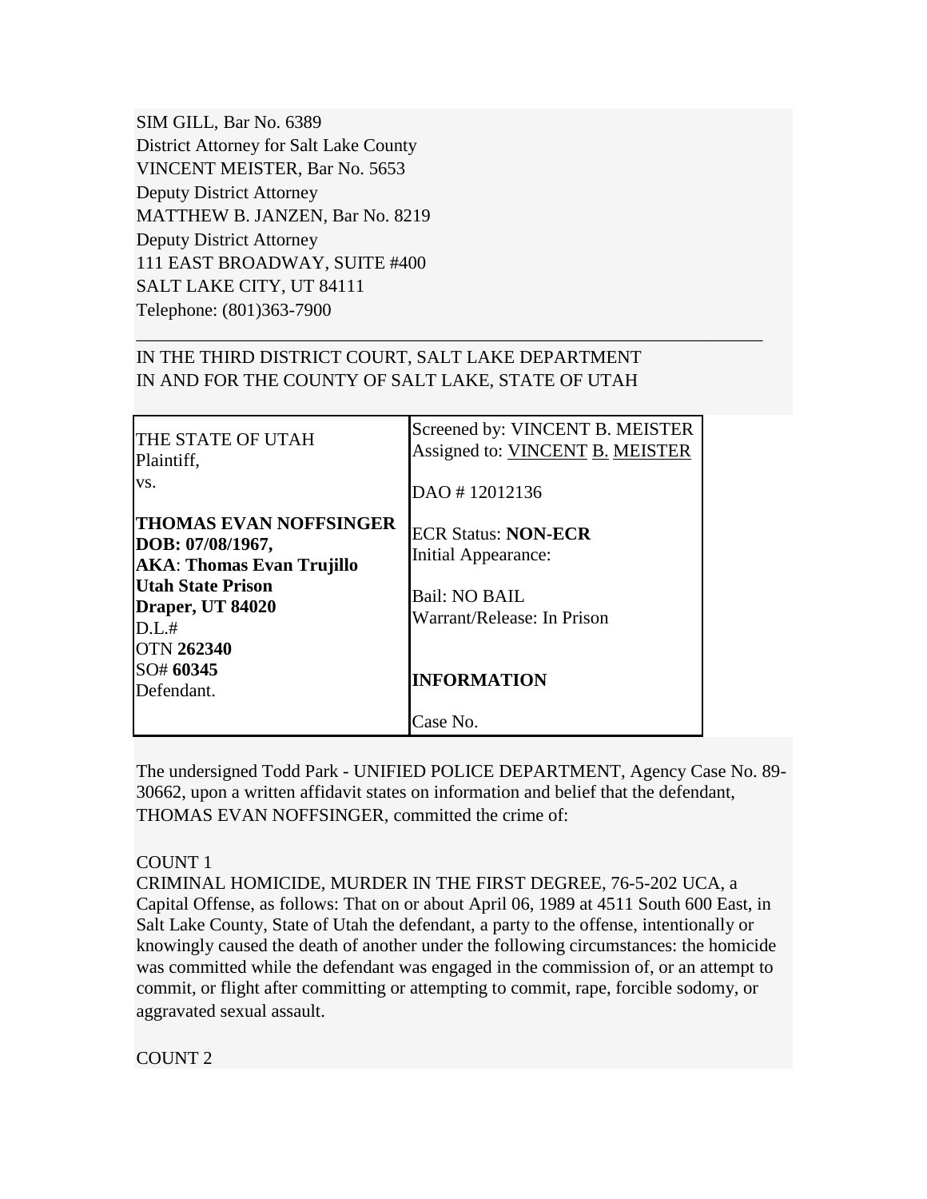SIM GILL, Bar No. 6389
District Attorney for Salt Lake County
VINCENT MEISTER, Bar No. 5653
Deputy District Attorney
MATTHEW B. JANZEN, Bar No. 8219
Deputy District Attorney
111 EAST BROADWAY, SUITE #400
SALT LAKE CITY, UT 84111
Telephone: (801)363-7900

---

IN THE THIRD DISTRICT COURT, SALT LAKE DEPARTMENT
IN AND FOR THE COUNTY OF SALT LAKE, STATE OF UTAH

| | |
|---|---|
| THE STATE OF UTAH<br>Plaintiff,<br>vs.<br><br>**THOMAS EVAN NOFFSINGER**<br>**DOB: 07/08/1967,**<br>**AKA**: **Thomas Evan Trujillo**<br>**Utah State Prison**<br>**Draper, UT 84020**<br>D.L.#<br>OTN **262340**<br>SO# **60345**<br>Defendant. | Screened by: VINCENT B. MEISTER<br>Assigned to: VINCENT B. MEISTER<br><br>DAO # 12012136<br><br>ECR Status: **NON-ECR**<br>Initial Appearance:<br><br>Bail: NO BAIL<br>Warrant/Release: In Prison<br><br>**INFORMATION**<br><br>Case No. |

The undersigned Todd Park - UNIFIED POLICE DEPARTMENT, Agency Case No. 89-30662, upon a written affidavit states on information and belief that the defendant, THOMAS EVAN NOFFSINGER, committed the crime of:

COUNT 1
CRIMINAL HOMICIDE, MURDER IN THE FIRST DEGREE, 76-5-202 UCA, a Capital Offense, as follows: That on or about April 06, 1989 at 4511 South 600 East, in Salt Lake County, State of Utah the defendant, a party to the offense, intentionally or knowingly caused the death of another under the following circumstances: the homicide was committed while the defendant was engaged in the commission of, or an attempt to commit, or flight after committing or attempting to commit, rape, forcible sodomy, or aggravated sexual assault.

COUNT 2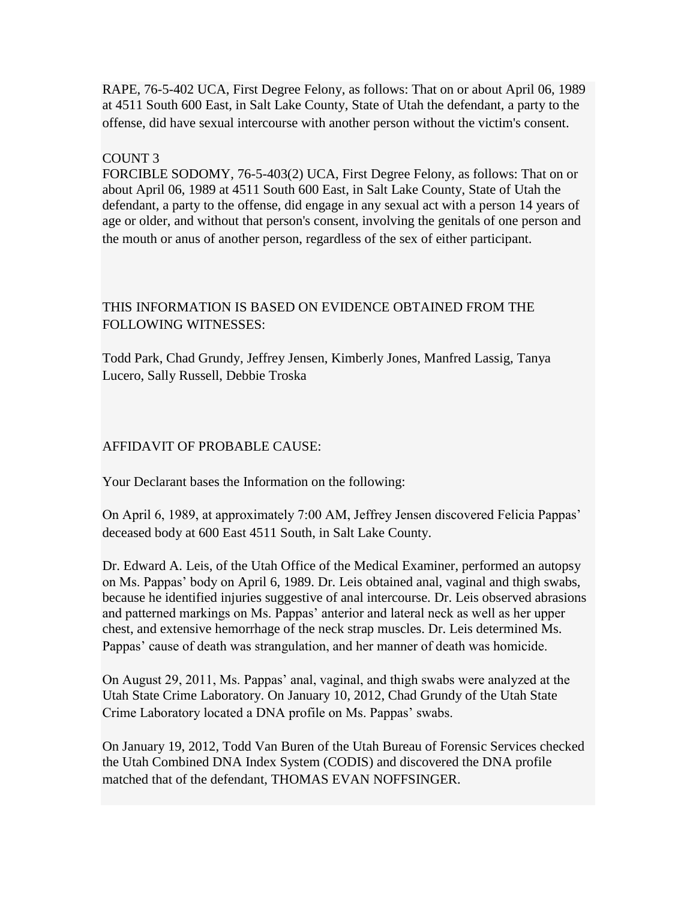RAPE, 76-5-402 UCA, First Degree Felony, as follows: That on or about April 06, 1989 at 4511 South 600 East, in Salt Lake County, State of Utah the defendant, a party to the offense, did have sexual intercourse with another person without the victim's consent.

COUNT 3
FORCIBLE SODOMY, 76-5-403(2) UCA, First Degree Felony, as follows: That on or about April 06, 1989 at 4511 South 600 East, in Salt Lake County, State of Utah the defendant, a party to the offense, did engage in any sexual act with a person 14 years of age or older, and without that person's consent, involving the genitals of one person and the mouth or anus of another person, regardless of the sex of either participant.

THIS INFORMATION IS BASED ON EVIDENCE OBTAINED FROM THE FOLLOWING WITNESSES:

Todd Park, Chad Grundy, Jeffrey Jensen, Kimberly Jones, Manfred Lassig, Tanya Lucero, Sally Russell, Debbie Troska

AFFIDAVIT OF PROBABLE CAUSE:

Your Declarant bases the Information on the following:

On April 6, 1989, at approximately 7:00 AM, Jeffrey Jensen discovered Felicia Pappas' deceased body at 600 East 4511 South, in Salt Lake County.

Dr. Edward A. Leis, of the Utah Office of the Medical Examiner, performed an autopsy on Ms. Pappas' body on April 6, 1989. Dr. Leis obtained anal, vaginal and thigh swabs, because he identified injuries suggestive of anal intercourse. Dr. Leis observed abrasions and patterned markings on Ms. Pappas' anterior and lateral neck as well as her upper chest, and extensive hemorrhage of the neck strap muscles. Dr. Leis determined Ms. Pappas' cause of death was strangulation, and her manner of death was homicide.

On August 29, 2011, Ms. Pappas' anal, vaginal, and thigh swabs were analyzed at the Utah State Crime Laboratory. On January 10, 2012, Chad Grundy of the Utah State Crime Laboratory located a DNA profile on Ms. Pappas' swabs.

On January 19, 2012, Todd Van Buren of the Utah Bureau of Forensic Services checked the Utah Combined DNA Index System (CODIS) and discovered the DNA profile matched that of the defendant, THOMAS EVAN NOFFSINGER.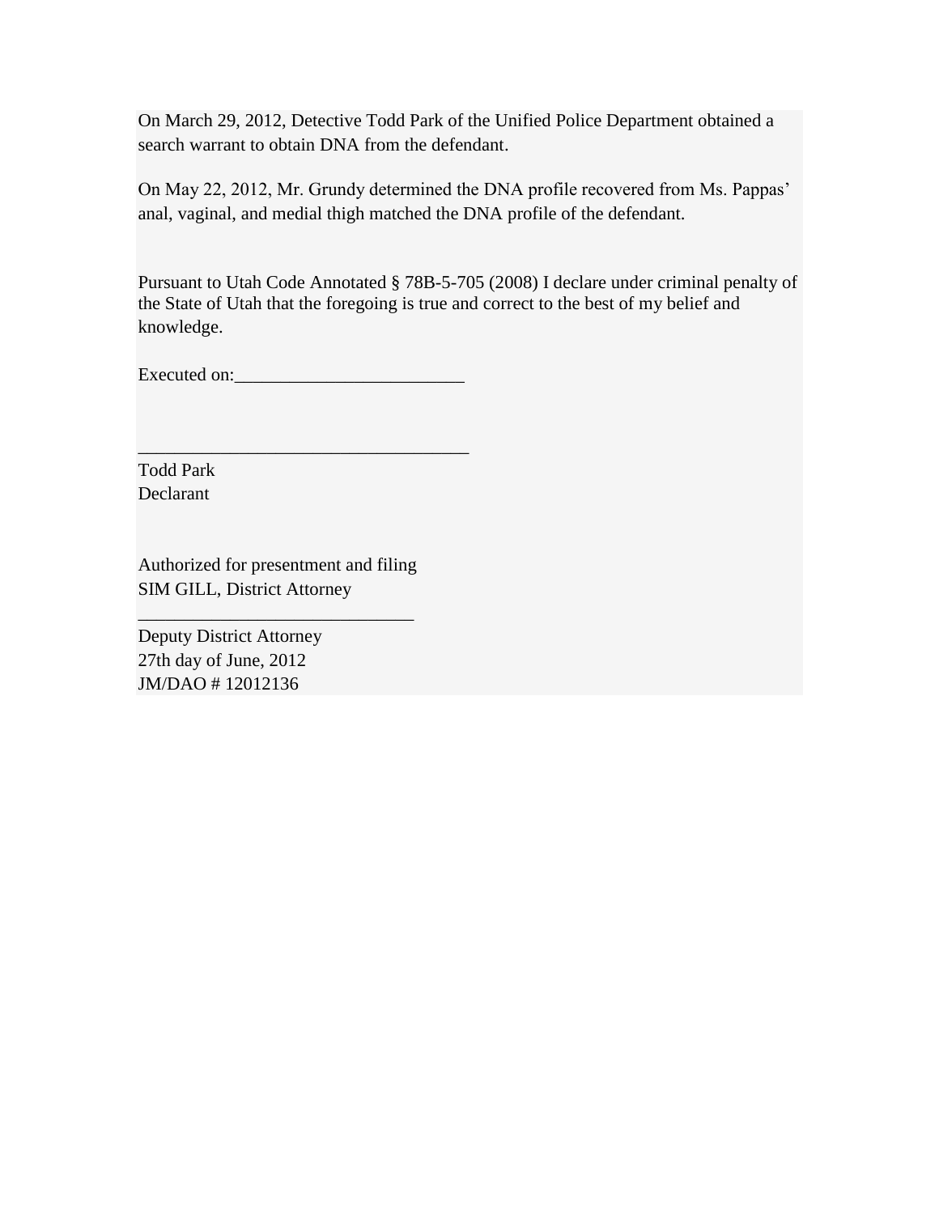On March 29, 2012, Detective Todd Park of the Unified Police Department obtained a search warrant to obtain DNA from the defendant.

On May 22, 2012, Mr. Grundy determined the DNA profile recovered from Ms. Pappas' anal, vaginal, and medial thigh matched the DNA profile of the defendant.

Pursuant to Utah Code Annotated § 78B-5-705 (2008) I declare under criminal penalty of the State of Utah that the foregoing is true and correct to the best of my belief and knowledge.

Executed on:_________________________

____________________________________
Todd Park
Declarant

Authorized for presentment and filing
SIM GILL, District Attorney

______________________________
Deputy District Attorney
27th day of June, 2012
JM/DAO # 12012136